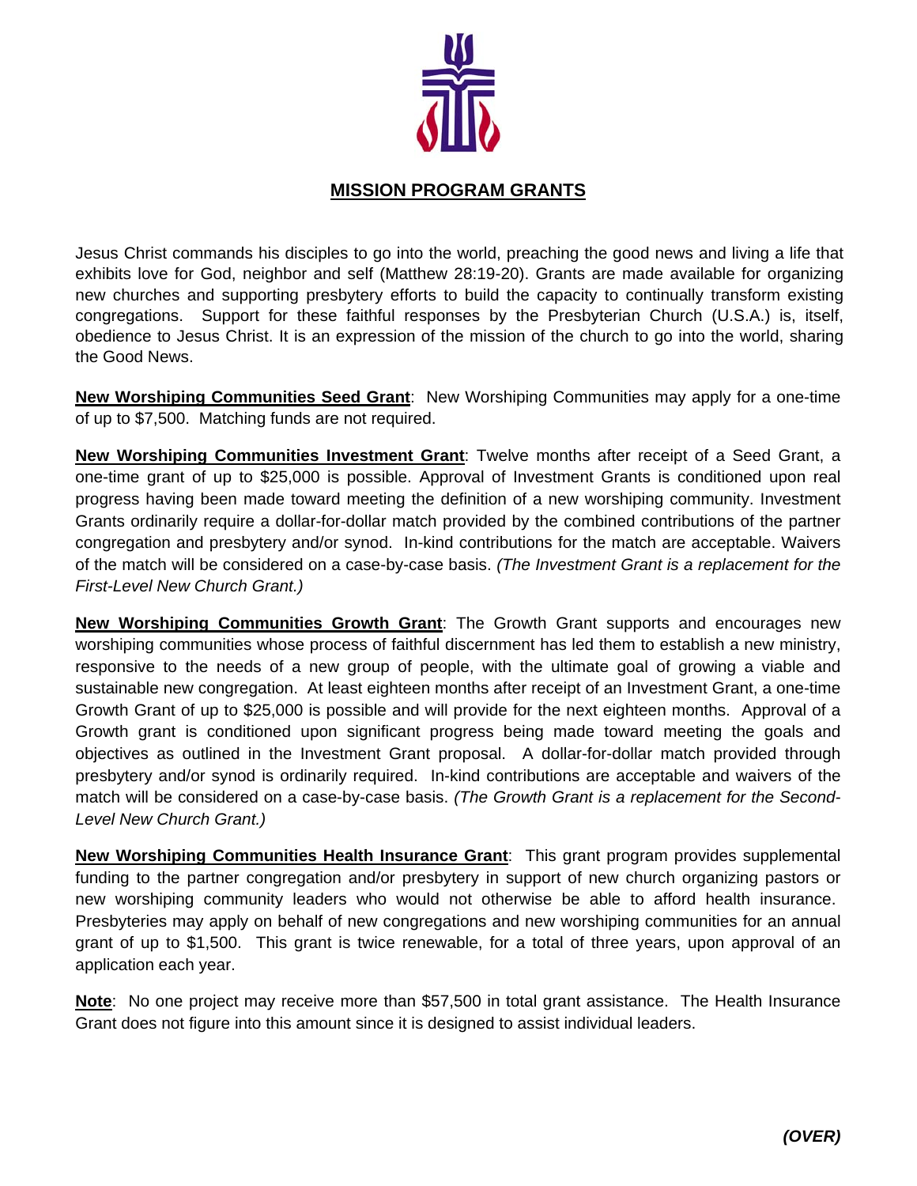# MISSION PROGRAM GRANTS

Jesus Christ commands his disciples to go into the world, preaching the good news and living a life that exhibits love for God, neighbor and self (Matthew 28:19-20). Grants are made available for organizing new churches and supporting presbytery efforts to build the capacity to continually transform existing congregations. Support for these faithful responses by the Presbyterian Church (U.S.A.) is, itself, obedience to Jesus Christ. It is an expression of the mission of the church to go into the world, sharing the Good News.

**New Worshiping Communities Seed Grant**: New Worshiping Communities may apply for a one-time of up to $7,500. Matching funds are not required.

**New Worshiping Communities Investment Grant**: Twelve months after receipt of a Seed Grant, a one-time grant of up to $25,000 is possible. Approval of Investment Grants is conditioned upon real progress having been made toward meeting the definition of a new worshiping community. Investment Grants ordinarily require a dollar-for-dollar match provided by the combined contributions of the partner congregation and presbytery and/or synod. In-kind contributions for the match are acceptable. Waivers of the match will be considered on a case-by-case basis. *(The Investment Grant is a replacement for the First-Level New Church Grant.)*

**New Worshiping Communities Growth Grant**: The Growth Grant supports and encourages new worshiping communities whose process of faithful discernment has led them to establish a new ministry, responsive to the needs of a new group of people, with the ultimate goal of growing a viable and sustainable new congregation. At least eighteen months after receipt of an Investment Grant, a one-time Growth Grant of up to $25,000 is possible and will provide for the next eighteen months. Approval of a Growth grant is conditioned upon significant progress being made toward meeting the goals and objectives as outlined in the Investment Grant proposal. A dollar-for-dollar match provided through presbytery and/or synod is ordinarily required. In-kind contributions are acceptable and waivers of the match will be considered on a case-by-case basis. *(The Growth Grant is a replacement for the Second-Level New Church Grant.)*

**New Worshiping Communities Health Insurance Grant**: This grant program provides supplemental funding to the partner congregation and/or presbytery in support of new church organizing pastors or new worshiping community leaders who would not otherwise be able to afford health insurance. Presbyteries may apply on behalf of new congregations and new worshiping communities for an annual grant of up to $1,500. This grant is twice renewable, for a total of three years, upon approval of an application each year.

**Note**: No one project may receive more than $57,500 in total grant assistance. The Health Insurance Grant does not figure into this amount since it is designed to assist individual leaders.

***(OVER)***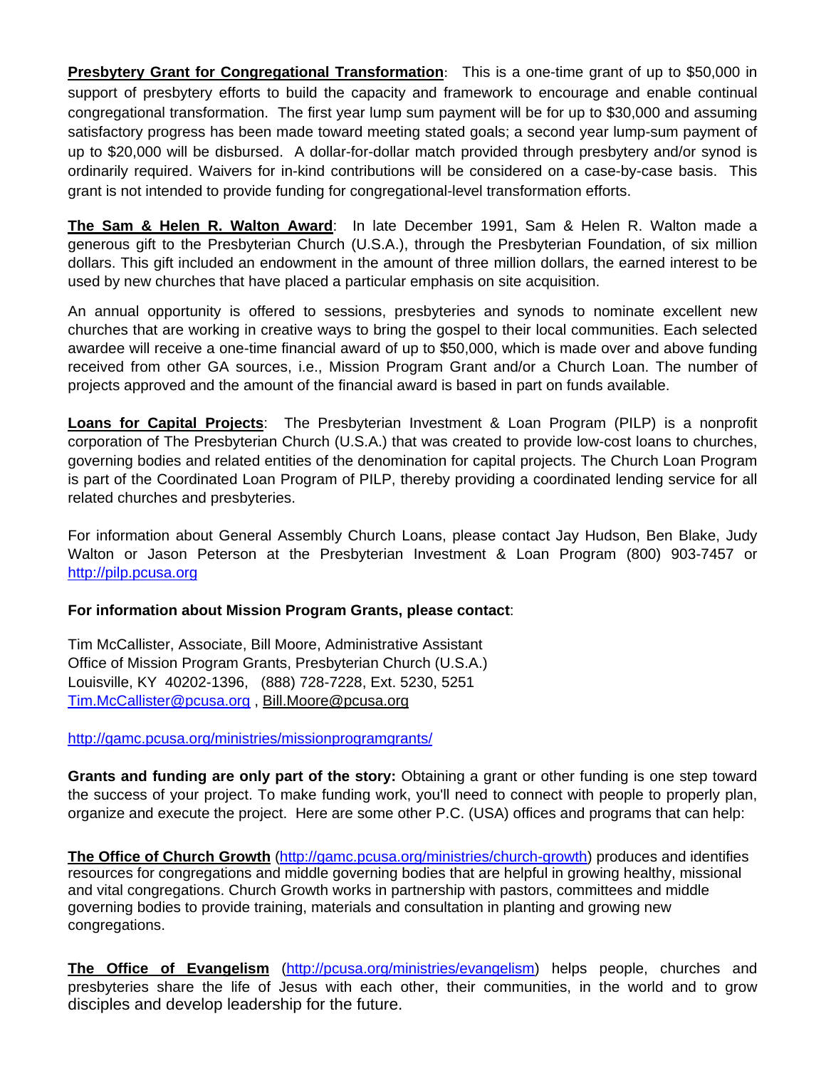**<u>Presbytery Grant for Congregational Transformation</u>**: This is a one-time grant of up to $50,000 in support of presbytery efforts to build the capacity and framework to encourage and enable continual congregational transformation. The first year lump sum payment will be for up to $30,000 and assuming satisfactory progress has been made toward meeting stated goals; a second year lump-sum payment of up to $20,000 will be disbursed. A dollar-for-dollar match provided through presbytery and/or synod is ordinarily required. Waivers for in-kind contributions will be considered on a case-by-case basis. This grant is not intended to provide funding for congregational-level transformation efforts.

**<u>The Sam & Helen R. Walton Award</u>**: In late December 1991, Sam & Helen R. Walton made a generous gift to the Presbyterian Church (U.S.A.), through the Presbyterian Foundation, of six million dollars. This gift included an endowment in the amount of three million dollars, the earned interest to be used by new churches that have placed a particular emphasis on site acquisition.

An annual opportunity is offered to sessions, presbyteries and synods to nominate excellent new churches that are working in creative ways to bring the gospel to their local communities. Each selected awardee will receive a one-time financial award of up to $50,000, which is made over and above funding received from other GA sources, i.e., Mission Program Grant and/or a Church Loan. The number of projects approved and the amount of the financial award is based in part on funds available.

**<u>Loans for Capital Projects</u>**: The Presbyterian Investment & Loan Program (PILP) is a nonprofit corporation of The Presbyterian Church (U.S.A.) that was created to provide low-cost loans to churches, governing bodies and related entities of the denomination for capital projects. The Church Loan Program is part of the Coordinated Loan Program of PILP, thereby providing a coordinated lending service for all related churches and presbyteries.

For information about General Assembly Church Loans, please contact Jay Hudson, Ben Blake, Judy Walton or Jason Peterson at the Presbyterian Investment & Loan Program (800) 903-7457 or http://pilp.pcusa.org

**For information about Mission Program Grants, please contact**:

Tim McCallister, Associate, Bill Moore, Administrative Assistant
Office of Mission Program Grants, Presbyterian Church (U.S.A.)
Louisville, KY 40202-1396, (888) 728-7228, Ext. 5230, 5251
Tim.McCallister@pcusa.org , Bill.Moore@pcusa.org

http://gamc.pcusa.org/ministries/missionprogramgrants/

**Grants and funding are only part of the story:** Obtaining a grant or other funding is one step toward the success of your project. To make funding work, you'll need to connect with people to properly plan, organize and execute the project. Here are some other P.C. (USA) offices and programs that can help:

**<u>The Office of Church Growth</u>** (http://gamc.pcusa.org/ministries/church-growth) produces and identifies resources for congregations and middle governing bodies that are helpful in growing healthy, missional and vital congregations. Church Growth works in partnership with pastors, committees and middle governing bodies to provide training, materials and consultation in planting and growing new congregations.

**<u>The Office of Evangelism</u>** (http://pcusa.org/ministries/evangelism) helps people, churches and presbyteries share the life of Jesus with each other, their communities, in the world and to grow disciples and develop leadership for the future.